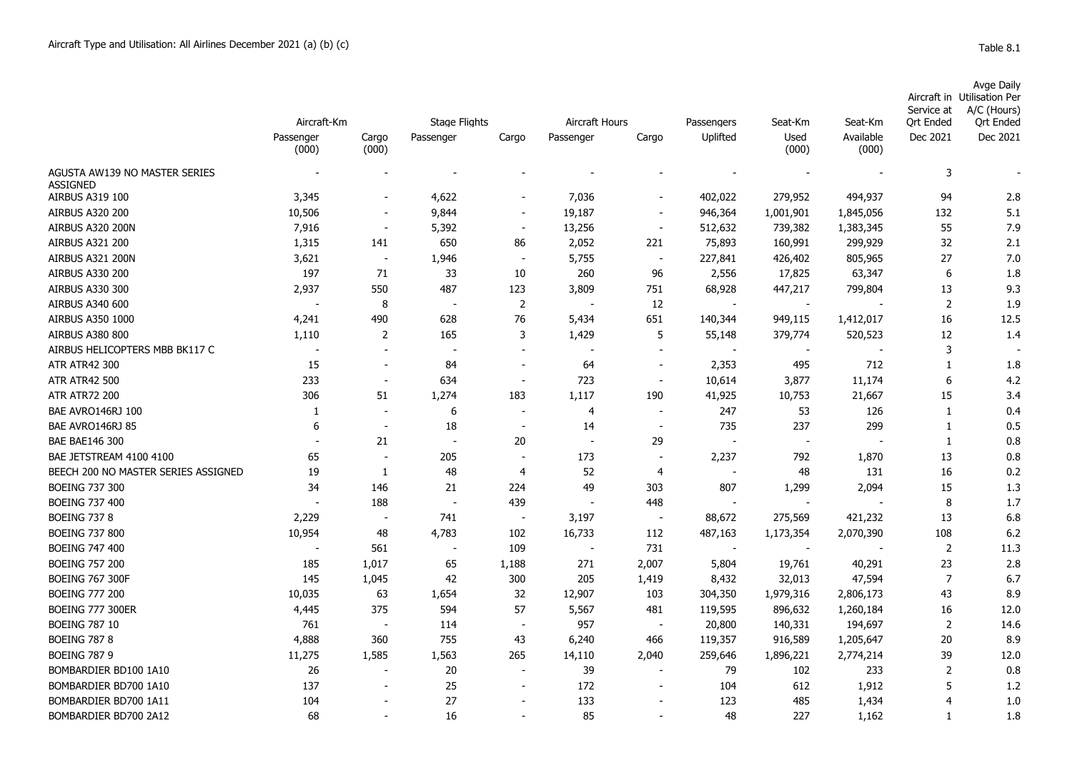Aircraft Type and Utilisation: All Airlines December 2021 (a) (b) (c)

Table 8.1

| | Aircraft-Km | | Stage Flights | | Aircraft Hours | | Passengers | Seat-Km | Seat-Km | Aircraft in Service at Qrt Ended | Avge Daily Utilisation Per A/C (Hours) Qrt Ended |
|---|---|---|---|---|---|---|---|---|---|---|---|
| | Passenger (000) | Cargo (000) | Passenger | Cargo | Passenger | Cargo | Uplifted | Used (000) | Available (000) | Dec 2021 | Dec 2021 |
| AGUSTA AW139 NO MASTER SERIES ASSIGNED | - | - | - | - | - | - | - | - | - | 3 | - |
| AIRBUS A319 100 | 3,345 | - | 4,622 | - | 7,036 | - | 402,022 | 279,952 | 494,937 | 94 | 2.8 |
| AIRBUS A320 200 | 10,506 | - | 9,844 | - | 19,187 | - | 946,364 | 1,001,901 | 1,845,056 | 132 | 5.1 |
| AIRBUS A320 200N | 7,916 | - | 5,392 | - | 13,256 | - | 512,632 | 739,382 | 1,383,345 | 55 | 7.9 |
| AIRBUS A321 200 | 1,315 | 141 | 650 | 86 | 2,052 | 221 | 75,893 | 160,991 | 299,929 | 32 | 2.1 |
| AIRBUS A321 200N | 3,621 | - | 1,946 | - | 5,755 | - | 227,841 | 426,402 | 805,965 | 27 | 7.0 |
| AIRBUS A330 200 | 197 | 71 | 33 | 10 | 260 | 96 | 2,556 | 17,825 | 63,347 | 6 | 1.8 |
| AIRBUS A330 300 | 2,937 | 550 | 487 | 123 | 3,809 | 751 | 68,928 | 447,217 | 799,804 | 13 | 9.3 |
| AIRBUS A340 600 | - | 8 | - | 2 | - | 12 | - | - | - | 2 | 1.9 |
| AIRBUS A350 1000 | 4,241 | 490 | 628 | 76 | 5,434 | 651 | 140,344 | 949,115 | 1,412,017 | 16 | 12.5 |
| AIRBUS A380 800 | 1,110 | 2 | 165 | 3 | 1,429 | 5 | 55,148 | 379,774 | 520,523 | 12 | 1.4 |
| AIRBUS HELICOPTERS MBB BK117 C | - | - | - | - | - | - | - | - | - | 3 | - |
| ATR ATR42 300 | 15 | - | 84 | - | 64 | - | 2,353 | 495 | 712 | 1 | 1.8 |
| ATR ATR42 500 | 233 | - | 634 | - | 723 | - | 10,614 | 3,877 | 11,174 | 6 | 4.2 |
| ATR ATR72 200 | 306 | 51 | 1,274 | 183 | 1,117 | 190 | 41,925 | 10,753 | 21,667 | 15 | 3.4 |
| BAE AVRO146RJ 100 | 1 | - | 6 | - | 4 | - | 247 | 53 | 126 | 1 | 0.4 |
| BAE AVRO146RJ 85 | 6 | - | 18 | - | 14 | - | 735 | 237 | 299 | 1 | 0.5 |
| BAE BAE146 300 | - | 21 | - | 20 | - | 29 | - | - | - | 1 | 0.8 |
| BAE JETSTREAM 4100 4100 | 65 | - | 205 | - | 173 | - | 2,237 | 792 | 1,870 | 13 | 0.8 |
| BEECH 200 NO MASTER SERIES ASSIGNED | 19 | 1 | 48 | 4 | 52 | 4 | - | 48 | 131 | 16 | 0.2 |
| BOEING 737 300 | 34 | 146 | 21 | 224 | 49 | 303 | 807 | 1,299 | 2,094 | 15 | 1.3 |
| BOEING 737 400 | - | 188 | - | 439 | - | 448 | - | - | - | 8 | 1.7 |
| BOEING 737 8 | 2,229 | - | 741 | - | 3,197 | - | 88,672 | 275,569 | 421,232 | 13 | 6.8 |
| BOEING 737 800 | 10,954 | 48 | 4,783 | 102 | 16,733 | 112 | 487,163 | 1,173,354 | 2,070,390 | 108 | 6.2 |
| BOEING 747 400 | - | 561 | - | 109 | - | 731 | - | - | - | 2 | 11.3 |
| BOEING 757 200 | 185 | 1,017 | 65 | 1,188 | 271 | 2,007 | 5,804 | 19,761 | 40,291 | 23 | 2.8 |
| BOEING 767 300F | 145 | 1,045 | 42 | 300 | 205 | 1,419 | 8,432 | 32,013 | 47,594 | 7 | 6.7 |
| BOEING 777 200 | 10,035 | 63 | 1,654 | 32 | 12,907 | 103 | 304,350 | 1,979,316 | 2,806,173 | 43 | 8.9 |
| BOEING 777 300ER | 4,445 | 375 | 594 | 57 | 5,567 | 481 | 119,595 | 896,632 | 1,260,184 | 16 | 12.0 |
| BOEING 787 10 | 761 | - | 114 | - | 957 | - | 20,800 | 140,331 | 194,697 | 2 | 14.6 |
| BOEING 787 8 | 4,888 | 360 | 755 | 43 | 6,240 | 466 | 119,357 | 916,589 | 1,205,647 | 20 | 8.9 |
| BOEING 787 9 | 11,275 | 1,585 | 1,563 | 265 | 14,110 | 2,040 | 259,646 | 1,896,221 | 2,774,214 | 39 | 12.0 |
| BOMBARDIER BD100 1A10 | 26 | - | 20 | - | 39 | - | 79 | 102 | 233 | 2 | 0.8 |
| BOMBARDIER BD700 1A10 | 137 | - | 25 | - | 172 | - | 104 | 612 | 1,912 | 5 | 1.2 |
| BOMBARDIER BD700 1A11 | 104 | - | 27 | - | 133 | - | 123 | 485 | 1,434 | 4 | 1.0 |
| BOMBARDIER BD700 2A12 | 68 | - | 16 | - | 85 | - | 48 | 227 | 1,162 | 1 | 1.8 |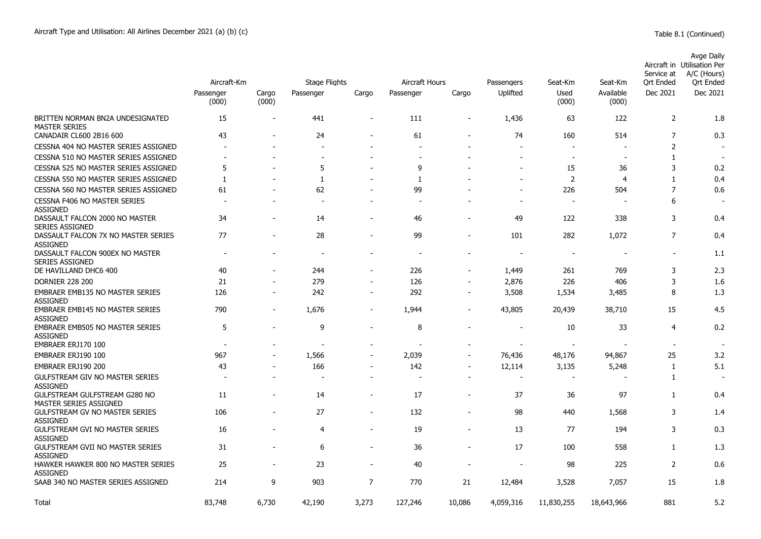Aircraft Type and Utilisation: All Airlines December 2021 (a) (b) (c)

Table 8.1 (Continued)

| | Aircraft-Km | | Stage Flights | | Aircraft Hours | | Passengers | Seat-Km | Seat-Km | Aircraft in Service at Qrt Ended | Avge Daily Utilisation Per A/C (Hours) Qrt Ended |
|---|---|---|---|---|---|---|---|---|---|---|---|
| | Passenger (000) | Cargo (000) | Passenger | Cargo | Passenger | Cargo | Uplifted | Used (000) | Available (000) | Dec 2021 | Dec 2021 |
| BRITTEN NORMAN BN2A UNDESIGNATED MASTER SERIES | 15 | - | 441 | - | 111 | - | 1,436 | 63 | 122 | 2 | 1.8 |
| CANADAIR CL600 2B16 600 | 43 | - | 24 | - | 61 | - | 74 | 160 | 514 | 7 | 0.3 |
| CESSNA 404 NO MASTER SERIES ASSIGNED | - | - | - | - | - | - | - | - | - | 2 | - |
| CESSNA 510 NO MASTER SERIES ASSIGNED | - | - | - | - | - | - | - | - | - | 1 | - |
| CESSNA 525 NO MASTER SERIES ASSIGNED | 5 | - | 5 | - | 9 | - | - | 15 | 36 | 3 | 0.2 |
| CESSNA 550 NO MASTER SERIES ASSIGNED | 1 | - | 1 | - | 1 | - | - | 2 | 4 | 1 | 0.4 |
| CESSNA 560 NO MASTER SERIES ASSIGNED | 61 | - | 62 | - | 99 | - | - | 226 | 504 | 7 | 0.6 |
| CESSNA F406 NO MASTER SERIES ASSIGNED | - | - | - | - | - | - | - | - | - | 6 | - |
| DASSAULT FALCON 2000 NO MASTER SERIES ASSIGNED | 34 | - | 14 | - | 46 | - | 49 | 122 | 338 | 3 | 0.4 |
| DASSAULT FALCON 7X NO MASTER SERIES ASSIGNED | 77 | - | 28 | - | 99 | - | 101 | 282 | 1,072 | 7 | 0.4 |
| DASSAULT FALCON 900EX NO MASTER SERIES ASSIGNED | - | - | - | - | - | - | - | - | - | - | 1.1 |
| DE HAVILLAND DHC6 400 | 40 | - | 244 | - | 226 | - | 1,449 | 261 | 769 | 3 | 2.3 |
| DORNIER 228 200 | 21 | - | 279 | - | 126 | - | 2,876 | 226 | 406 | 3 | 1.6 |
| EMBRAER EMB135 NO MASTER SERIES ASSIGNED | 126 | - | 242 | - | 292 | - | 3,508 | 1,534 | 3,485 | 8 | 1.3 |
| EMBRAER EMB145 NO MASTER SERIES ASSIGNED | 790 | - | 1,676 | - | 1,944 | - | 43,805 | 20,439 | 38,710 | 15 | 4.5 |
| EMBRAER EMB505 NO MASTER SERIES ASSIGNED | 5 | - | 9 | - | 8 | - | - | 10 | 33 | 4 | 0.2 |
| EMBRAER ERJ170 100 | - | - | - | - | - | - | - | - | - | - | - |
| EMBRAER ERJ190 100 | 967 | - | 1,566 | - | 2,039 | - | 76,436 | 48,176 | 94,867 | 25 | 3.2 |
| EMBRAER ERJ190 200 | 43 | - | 166 | - | 142 | - | 12,114 | 3,135 | 5,248 | 1 | 5.1 |
| GULFSTREAM GIV NO MASTER SERIES ASSIGNED | - | - | - | - | - | - | - | - | - | 1 | - |
| GULFSTREAM GULFSTREAM G280 NO MASTER SERIES ASSIGNED | 11 | - | 14 | - | 17 | - | 37 | 36 | 97 | 1 | 0.4 |
| GULFSTREAM GV NO MASTER SERIES ASSIGNED | 106 | - | 27 | - | 132 | - | 98 | 440 | 1,568 | 3 | 1.4 |
| GULFSTREAM GVI NO MASTER SERIES ASSIGNED | 16 | - | 4 | - | 19 | - | 13 | 77 | 194 | 3 | 0.3 |
| GULFSTREAM GVII NO MASTER SERIES ASSIGNED | 31 | - | 6 | - | 36 | - | 17 | 100 | 558 | 1 | 1.3 |
| HAWKER HAWKER 800 NO MASTER SERIES ASSIGNED | 25 | - | 23 | - | 40 | - | - | 98 | 225 | 2 | 0.6 |
| SAAB 340 NO MASTER SERIES ASSIGNED | 214 | 9 | 903 | 7 | 770 | 21 | 12,484 | 3,528 | 7,057 | 15 | 1.8 |
| Total | 83,748 | 6,730 | 42,190 | 3,273 | 127,246 | 10,086 | 4,059,316 | 11,830,255 | 18,643,966 | 881 | 5.2 |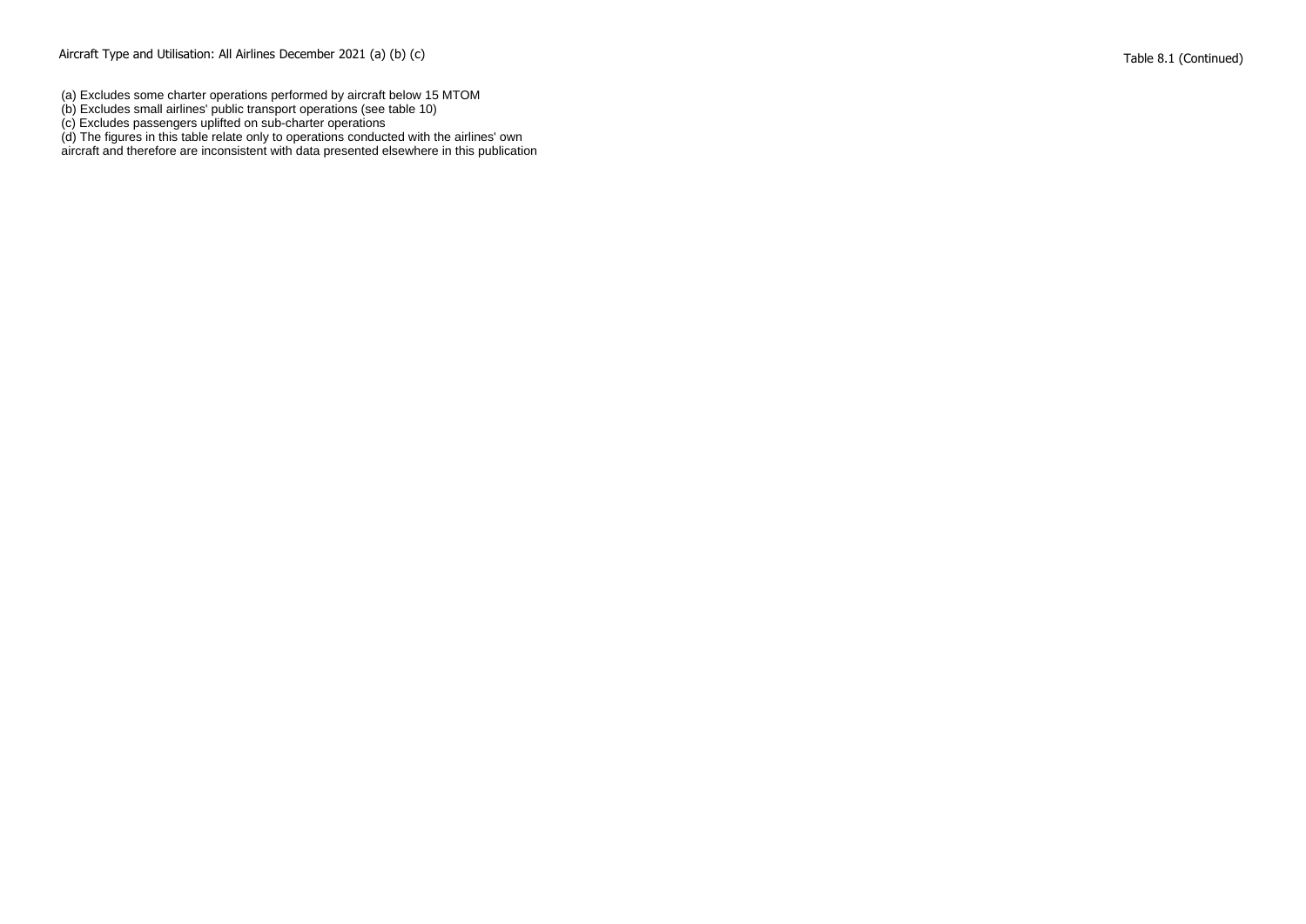Aircraft Type and Utilisation: All Airlines December 2021 (a) (b) (c)

Table 8.1 (Continued)

(a) Excludes some charter operations performed by aircraft below 15 MTOM
(b) Excludes small airlines' public transport operations (see table 10)
(c) Excludes passengers uplifted on sub-charter operations
(d) The figures in this table relate only to operations conducted with the airlines' own aircraft and therefore are inconsistent with data presented elsewhere in this publication